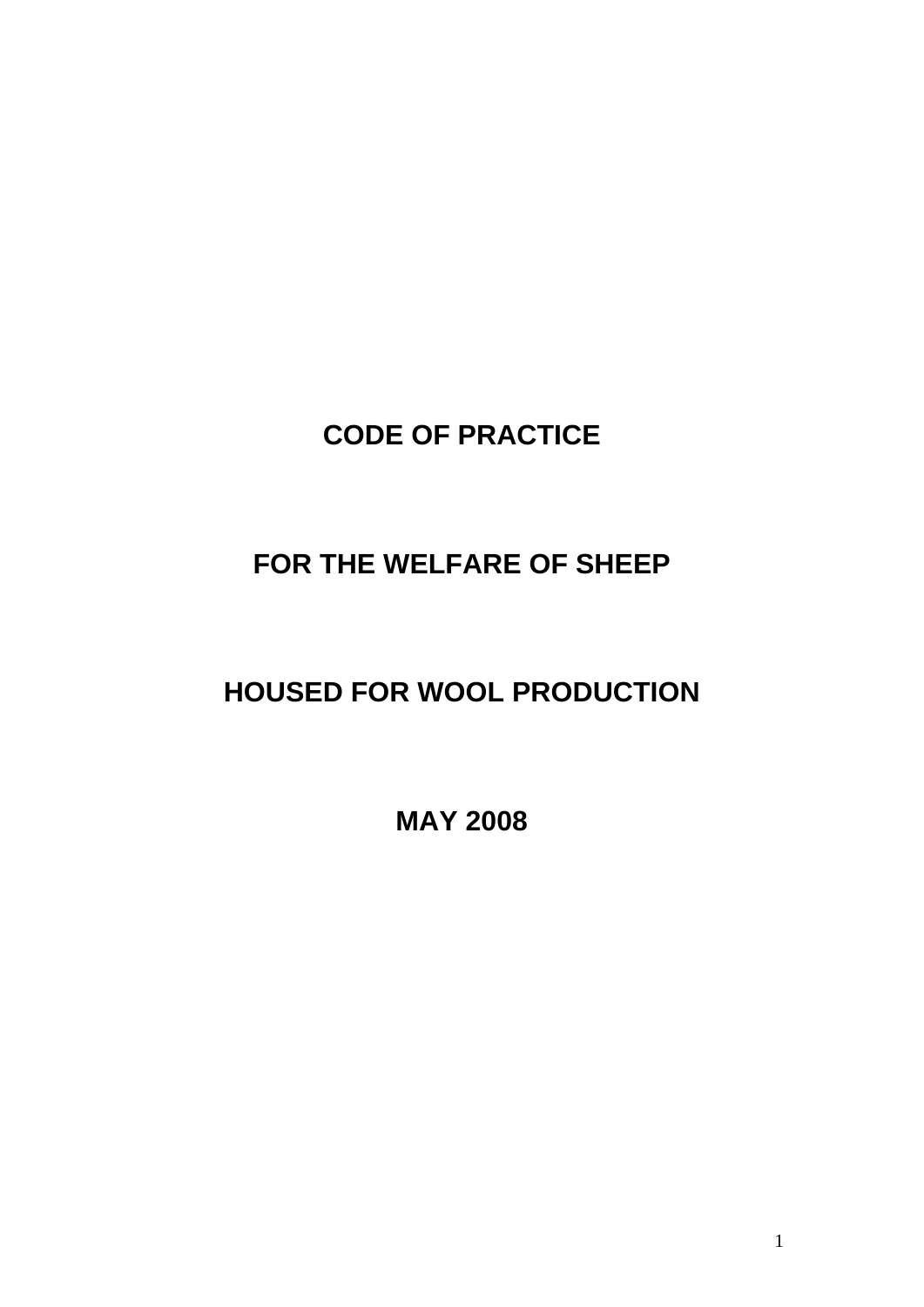# CODE OF PRACTICE

# FOR THE WELFARE OF SHEEP

# HOUSED FOR WOOL PRODUCTION

# MAY 2008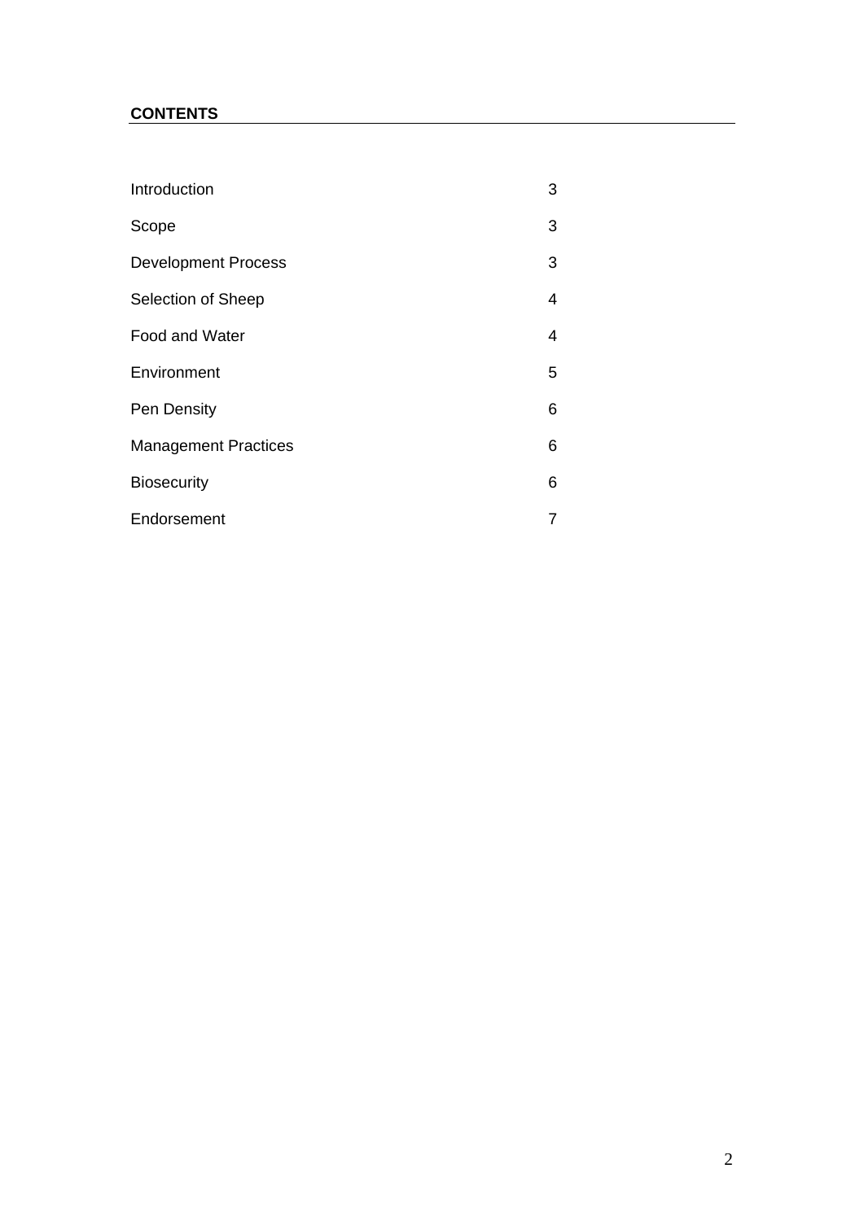**CONTENTS**

| | |
|---|---|
| Introduction | 3 |
| Scope | 3 |
| Development Process | 3 |
| Selection of Sheep | 4 |
| Food and Water | 4 |
| Environment | 5 |
| Pen Density | 6 |
| Management Practices | 6 |
| Biosecurity | 6 |
| Endorsement | 7 |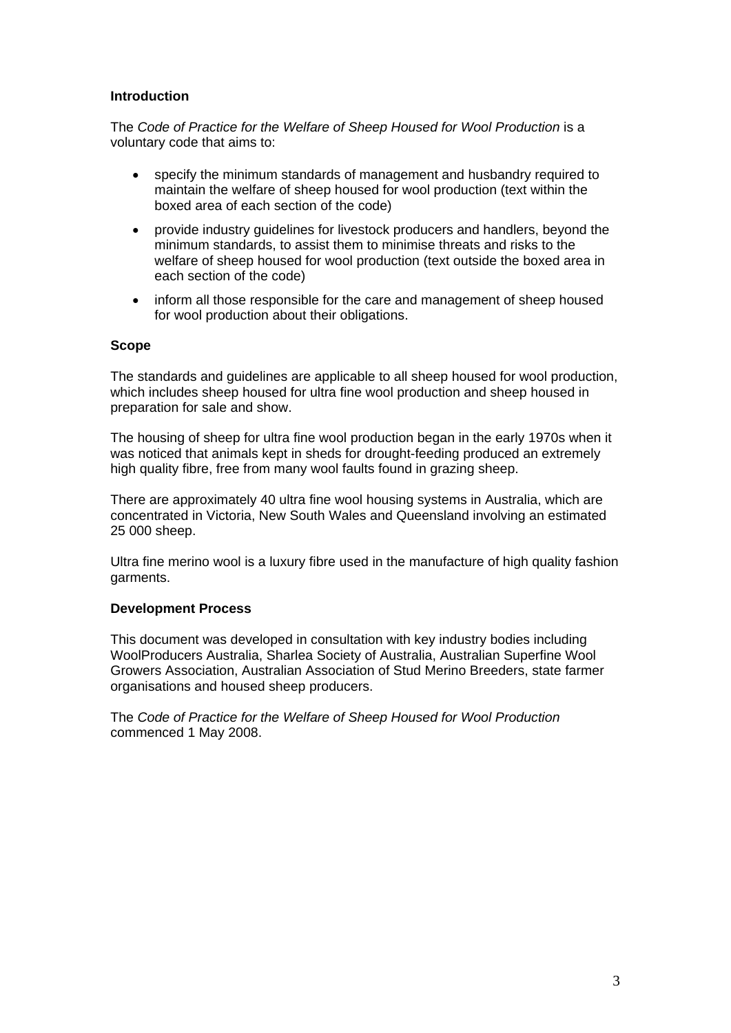## Introduction

The *Code of Practice for the Welfare of Sheep Housed for Wool Production* is a voluntary code that aims to:

- specify the minimum standards of management and husbandry required to maintain the welfare of sheep housed for wool production (text within the boxed area of each section of the code)
- provide industry guidelines for livestock producers and handlers, beyond the minimum standards, to assist them to minimise threats and risks to the welfare of sheep housed for wool production (text outside the boxed area in each section of the code)
- inform all those responsible for the care and management of sheep housed for wool production about their obligations.

## Scope

The standards and guidelines are applicable to all sheep housed for wool production, which includes sheep housed for ultra fine wool production and sheep housed in preparation for sale and show.

The housing of sheep for ultra fine wool production began in the early 1970s when it was noticed that animals kept in sheds for drought-feeding produced an extremely high quality fibre, free from many wool faults found in grazing sheep.

There are approximately 40 ultra fine wool housing systems in Australia, which are concentrated in Victoria, New South Wales and Queensland involving an estimated 25 000 sheep.

Ultra fine merino wool is a luxury fibre used in the manufacture of high quality fashion garments.

## Development Process

This document was developed in consultation with key industry bodies including WoolProducers Australia, Sharlea Society of Australia, Australian Superfine Wool Growers Association, Australian Association of Stud Merino Breeders, state farmer organisations and housed sheep producers.

The *Code of Practice for the Welfare of Sheep Housed for Wool Production* commenced 1 May 2008.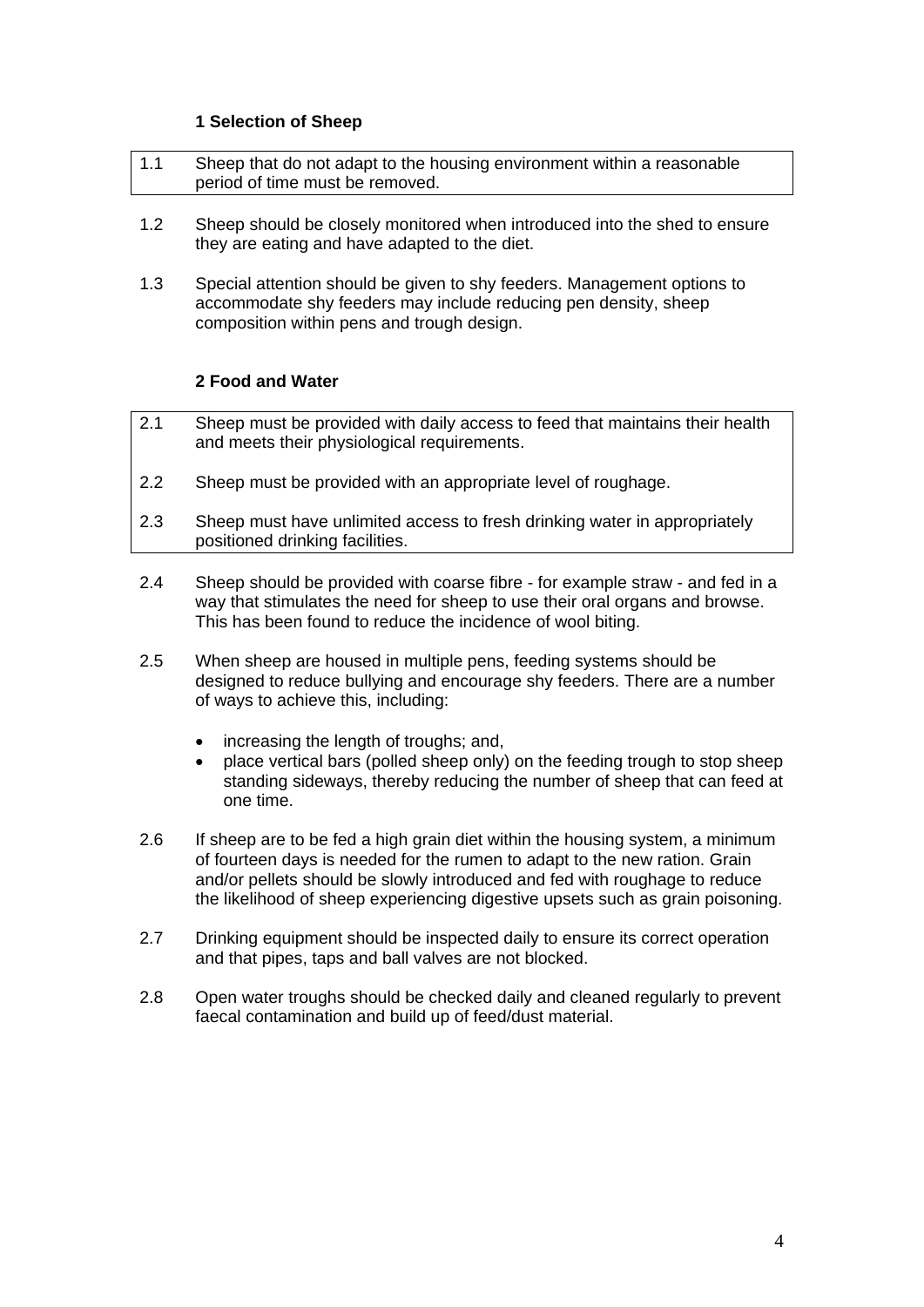### 1 Selection of Sheep

1.1 Sheep that do not adapt to the housing environment within a reasonable period of time must be removed.

1.2 Sheep should be closely monitored when introduced into the shed to ensure they are eating and have adapted to the diet.

1.3 Special attention should be given to shy feeders. Management options to accommodate shy feeders may include reducing pen density, sheep composition within pens and trough design.

### 2 Food and Water

2.1 Sheep must be provided with daily access to feed that maintains their health and meets their physiological requirements.

2.2 Sheep must be provided with an appropriate level of roughage.

2.3 Sheep must have unlimited access to fresh drinking water in appropriately positioned drinking facilities.

2.4 Sheep should be provided with coarse fibre - for example straw - and fed in a way that stimulates the need for sheep to use their oral organs and browse. This has been found to reduce the incidence of wool biting.

2.5 When sheep are housed in multiple pens, feeding systems should be designed to reduce bullying and encourage shy feeders. There are a number of ways to achieve this, including:

- increasing the length of troughs; and,
- place vertical bars (polled sheep only) on the feeding trough to stop sheep standing sideways, thereby reducing the number of sheep that can feed at one time.

2.6 If sheep are to be fed a high grain diet within the housing system, a minimum of fourteen days is needed for the rumen to adapt to the new ration. Grain and/or pellets should be slowly introduced and fed with roughage to reduce the likelihood of sheep experiencing digestive upsets such as grain poisoning.

2.7 Drinking equipment should be inspected daily to ensure its correct operation and that pipes, taps and ball valves are not blocked.

2.8 Open water troughs should be checked daily and cleaned regularly to prevent faecal contamination and build up of feed/dust material.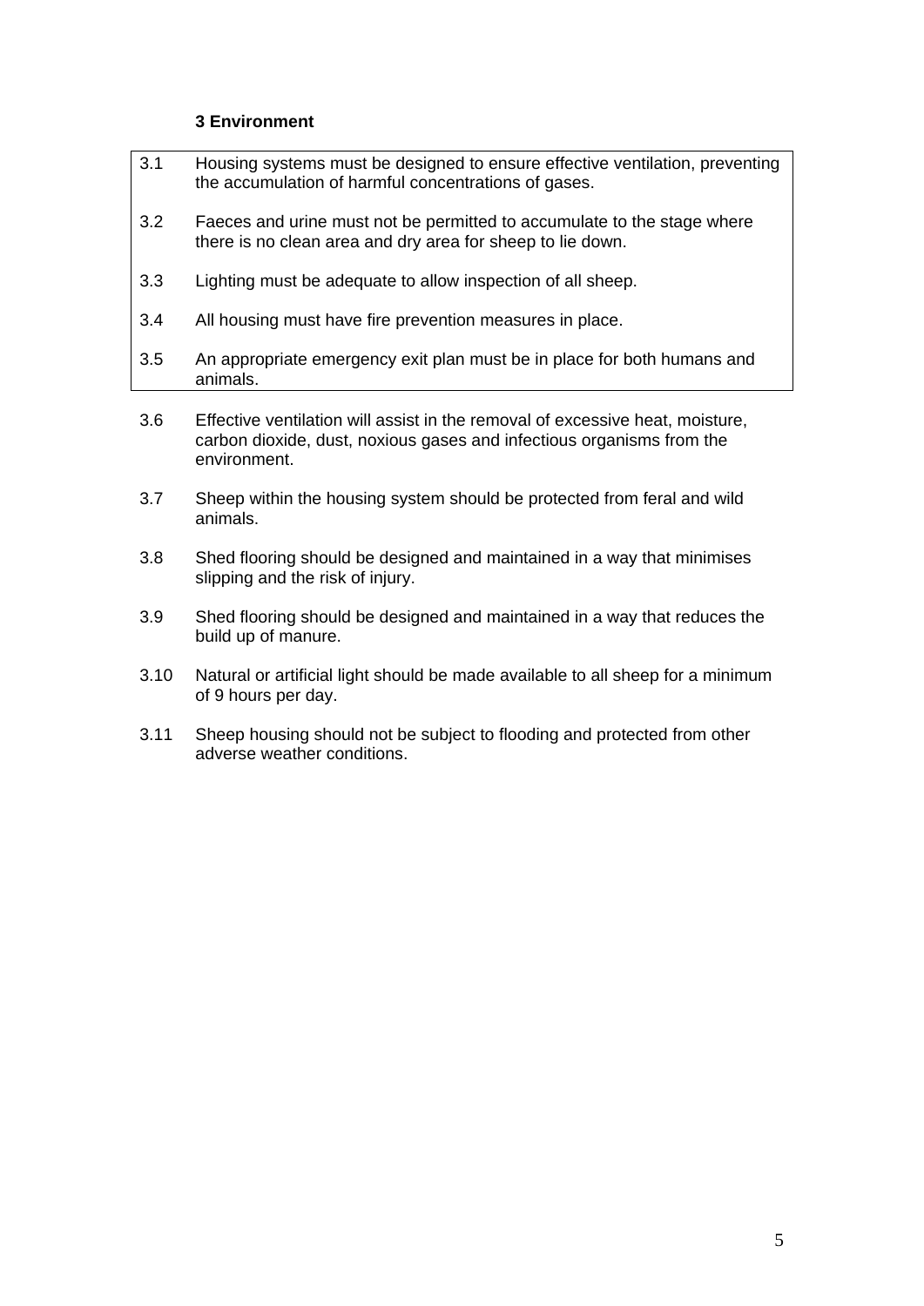### 3 Environment

3.1 Housing systems must be designed to ensure effective ventilation, preventing the accumulation of harmful concentrations of gases.

3.2 Faeces and urine must not be permitted to accumulate to the stage where there is no clean area and dry area for sheep to lie down.

3.3 Lighting must be adequate to allow inspection of all sheep.

3.4 All housing must have fire prevention measures in place.

3.5 An appropriate emergency exit plan must be in place for both humans and animals.

3.6 Effective ventilation will assist in the removal of excessive heat, moisture, carbon dioxide, dust, noxious gases and infectious organisms from the environment.

3.7 Sheep within the housing system should be protected from feral and wild animals.

3.8 Shed flooring should be designed and maintained in a way that minimises slipping and the risk of injury.

3.9 Shed flooring should be designed and maintained in a way that reduces the build up of manure.

3.10 Natural or artificial light should be made available to all sheep for a minimum of 9 hours per day.

3.11 Sheep housing should not be subject to flooding and protected from other adverse weather conditions.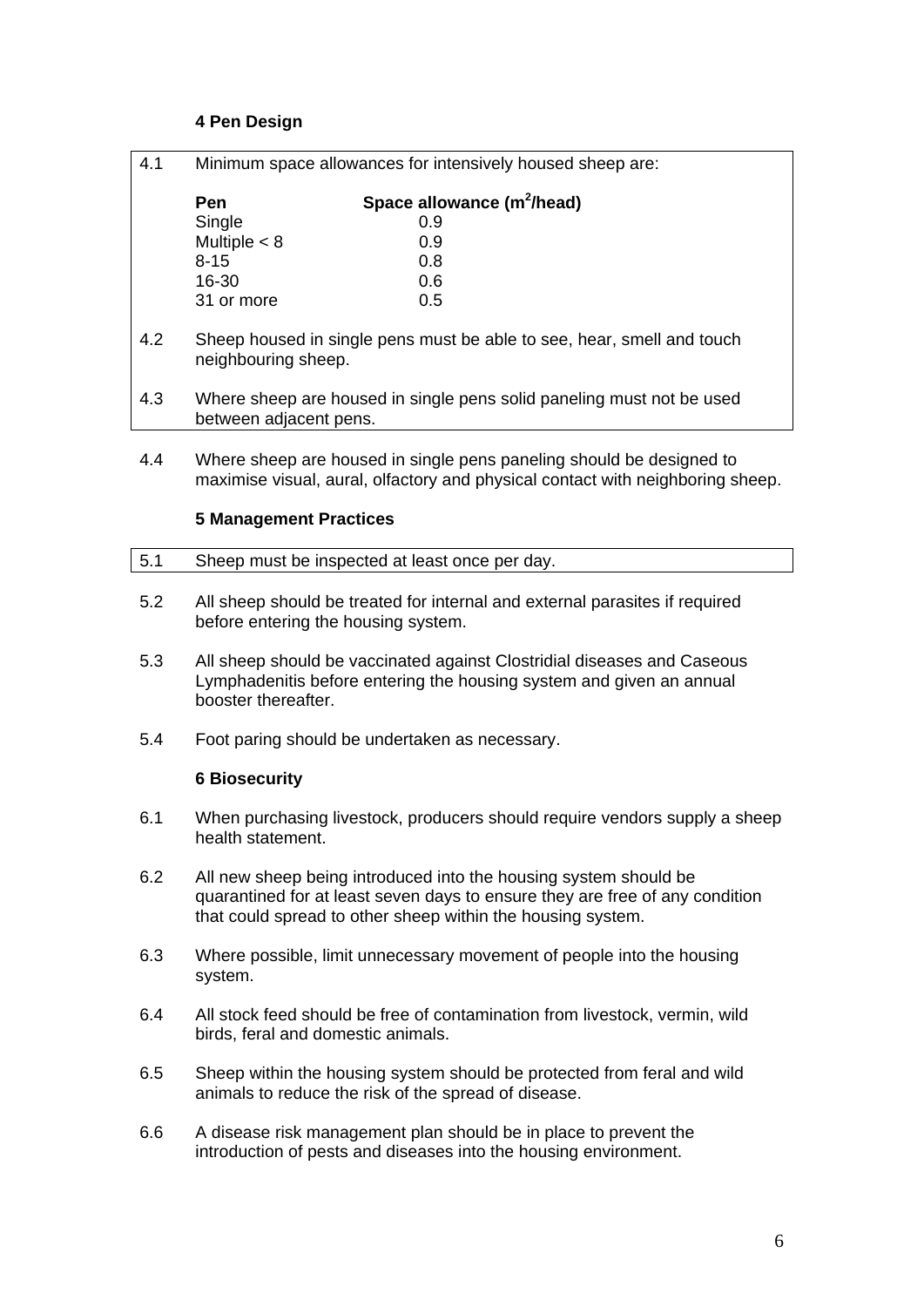### 4 Pen Design

4.1 Minimum space allowances for intensively housed sheep are:

| Pen | Space allowance ($m^2$/head) |
|---|---|
| Single | 0.9 |
| Multiple < 8 | 0.9 |
| 8-15 | 0.8 |
| 16-30 | 0.6 |
| 31 or more | 0.5 |

4.2 Sheep housed in single pens must be able to see, hear, smell and touch neighbouring sheep.

4.3 Where sheep are housed in single pens solid paneling must not be used between adjacent pens.

4.4 Where sheep are housed in single pens paneling should be designed to maximise visual, aural, olfactory and physical contact with neighboring sheep.

### 5 Management Practices

5.1 Sheep must be inspected at least once per day.

5.2 All sheep should be treated for internal and external parasites if required before entering the housing system.

5.3 All sheep should be vaccinated against Clostridial diseases and Caseous Lymphadenitis before entering the housing system and given an annual booster thereafter.

5.4 Foot paring should be undertaken as necessary.

### 6 Biosecurity

6.1 When purchasing livestock, producers should require vendors supply a sheep health statement.

6.2 All new sheep being introduced into the housing system should be quarantined for at least seven days to ensure they are free of any condition that could spread to other sheep within the housing system.

6.3 Where possible, limit unnecessary movement of people into the housing system.

6.4 All stock feed should be free of contamination from livestock, vermin, wild birds, feral and domestic animals.

6.5 Sheep within the housing system should be protected from feral and wild animals to reduce the risk of the spread of disease.

6.6 A disease risk management plan should be in place to prevent the introduction of pests and diseases into the housing environment.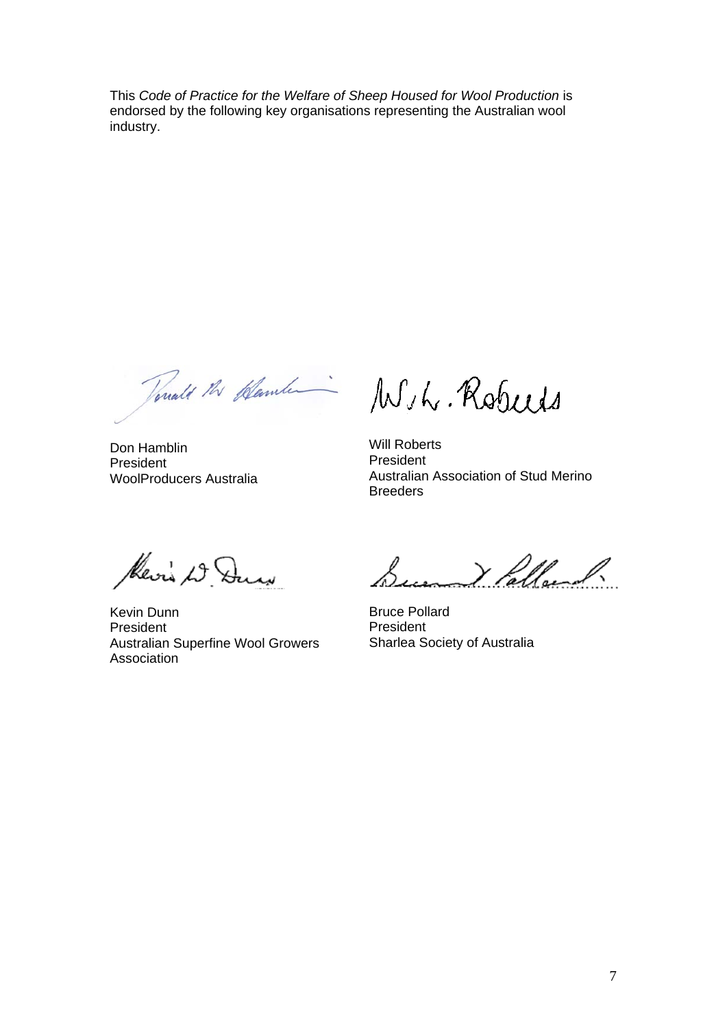This *Code of Practice for the Welfare of Sheep Housed for Wool Production* is endorsed by the following key organisations representing the Australian wool industry.

Don Hamblin
President
WoolProducers Australia

Will Roberts
President
Australian Association of Stud Merino Breeders

Kevin Dunn
President
Australian Superfine Wool Growers Association

Bruce Pollard
President
Sharlea Society of Australia